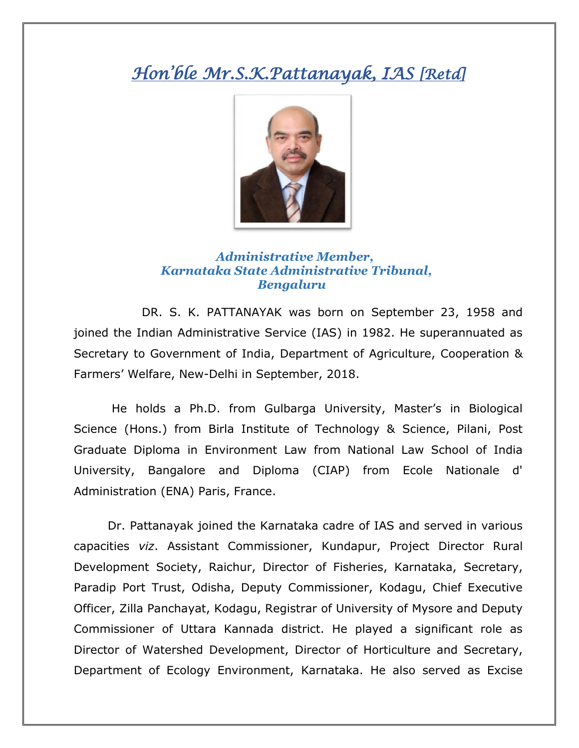# *Hon'ble Mr.S.K.Pattanayak, IAS [Retd]*

***Administrative Member,***
***Karnataka State Administrative Tribunal,***
***Bengaluru***

DR. S. K. PATTANAYAK was born on September 23, 1958 and joined the Indian Administrative Service (IAS) in 1982. He superannuated as Secretary to Government of India, Department of Agriculture, Cooperation & Farmers' Welfare, New-Delhi in September, 2018.

He holds a Ph.D. from Gulbarga University, Master's in Biological Science (Hons.) from Birla Institute of Technology & Science, Pilani, Post Graduate Diploma in Environment Law from National Law School of India University, Bangalore and Diploma (CIAP) from Ecole Nationale d' Administration (ENA) Paris, France.

Dr. Pattanayak joined the Karnataka cadre of IAS and served in various capacities *viz*. Assistant Commissioner, Kundapur, Project Director Rural Development Society, Raichur, Director of Fisheries, Karnataka, Secretary, Paradip Port Trust, Odisha, Deputy Commissioner, Kodagu, Chief Executive Officer, Zilla Panchayat, Kodagu, Registrar of University of Mysore and Deputy Commissioner of Uttara Kannada district. He played a significant role as Director of Watershed Development, Director of Horticulture and Secretary, Department of Ecology Environment, Karnataka. He also served as Excise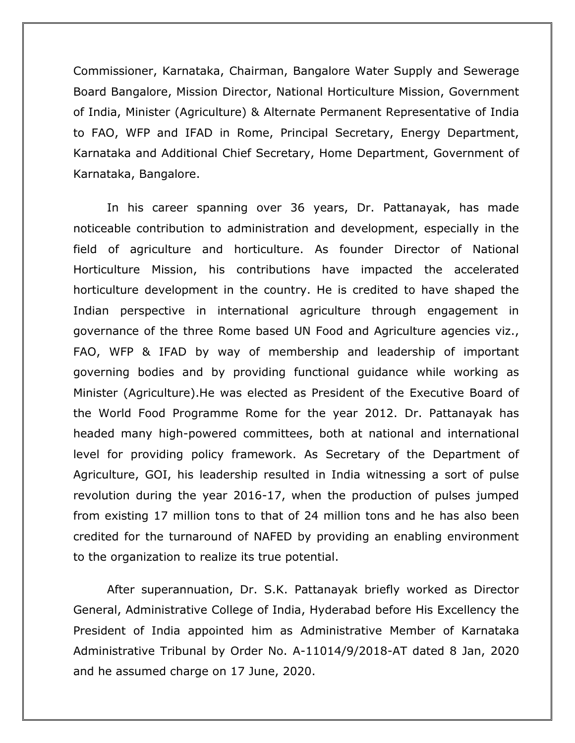Commissioner, Karnataka, Chairman, Bangalore Water Supply and Sewerage Board Bangalore, Mission Director, National Horticulture Mission, Government of India, Minister (Agriculture) & Alternate Permanent Representative of India to FAO, WFP and IFAD in Rome, Principal Secretary, Energy Department, Karnataka and Additional Chief Secretary, Home Department, Government of Karnataka, Bangalore.

In his career spanning over 36 years, Dr. Pattanayak, has made noticeable contribution to administration and development, especially in the field of agriculture and horticulture. As founder Director of National Horticulture Mission, his contributions have impacted the accelerated horticulture development in the country. He is credited to have shaped the Indian perspective in international agriculture through engagement in governance of the three Rome based UN Food and Agriculture agencies viz., FAO, WFP & IFAD by way of membership and leadership of important governing bodies and by providing functional guidance while working as Minister (Agriculture).He was elected as President of the Executive Board of the World Food Programme Rome for the year 2012. Dr. Pattanayak has headed many high-powered committees, both at national and international level for providing policy framework. As Secretary of the Department of Agriculture, GOI, his leadership resulted in India witnessing a sort of pulse revolution during the year 2016-17, when the production of pulses jumped from existing 17 million tons to that of 24 million tons and he has also been credited for the turnaround of NAFED by providing an enabling environment to the organization to realize its true potential.

After superannuation, Dr. S.K. Pattanayak briefly worked as Director General, Administrative College of India, Hyderabad before His Excellency the President of India appointed him as Administrative Member of Karnataka Administrative Tribunal by Order No. A-11014/9/2018-AT dated 8 Jan, 2020 and he assumed charge on 17 June, 2020.